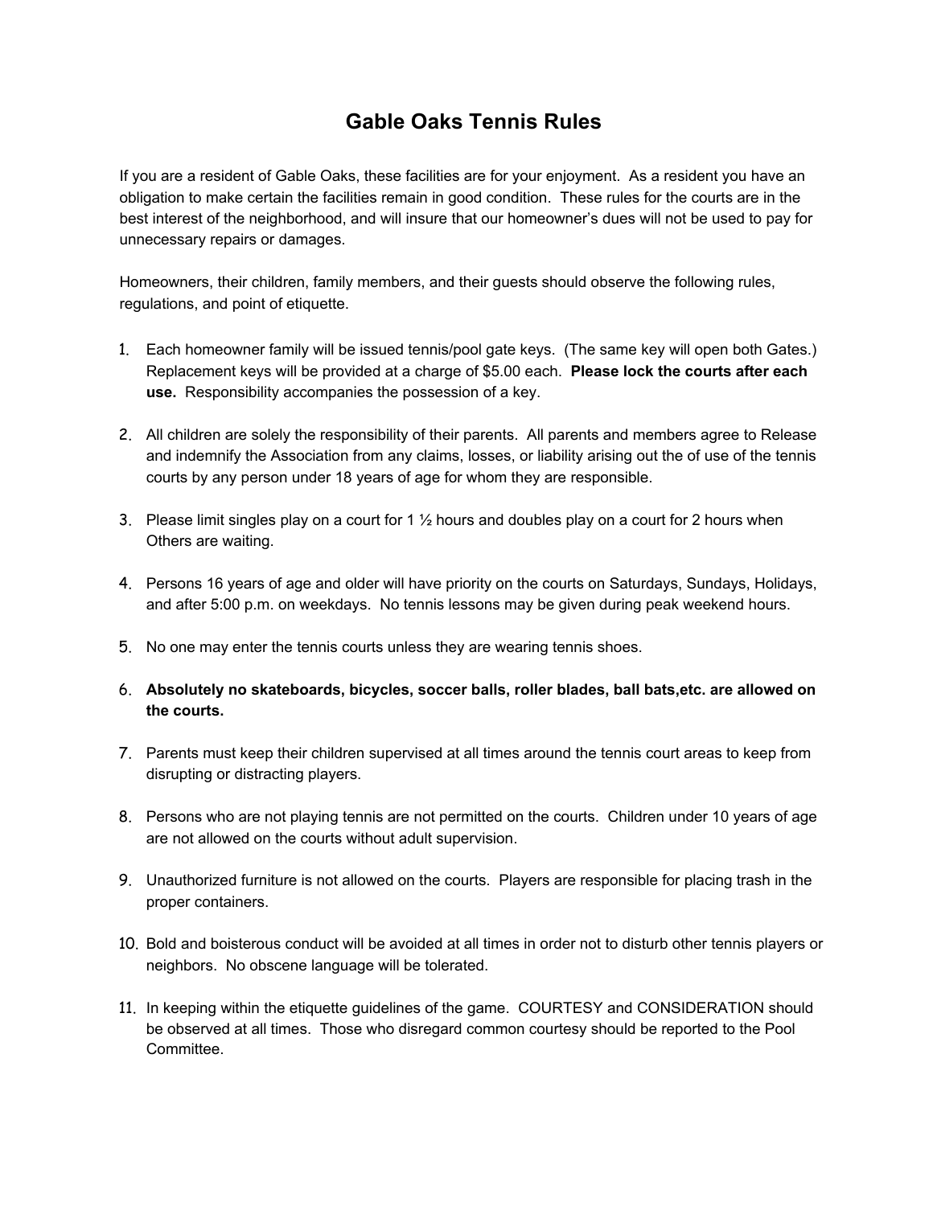# Gable Oaks Tennis Rules

If you are a resident of Gable Oaks, these facilities are for your enjoyment. As a resident you have an obligation to make certain the facilities remain in good condition. These rules for the courts are in the best interest of the neighborhood, and will insure that our homeowner's dues will not be used to pay for unnecessary repairs or damages.

Homeowners, their children, family members, and their guests should observe the following rules, regulations, and point of etiquette.

1. Each homeowner family will be issued tennis/pool gate keys. (The same key will open both Gates.) Replacement keys will be provided at a charge of $5.00 each. **Please lock the courts after each use.** Responsibility accompanies the possession of a key.

2. All children are solely the responsibility of their parents. All parents and members agree to Release and indemnify the Association from any claims, losses, or liability arising out the of use of the tennis courts by any person under 18 years of age for whom they are responsible.

3. Please limit singles play on a court for 1 ½ hours and doubles play on a court for 2 hours when Others are waiting.

4. Persons 16 years of age and older will have priority on the courts on Saturdays, Sundays, Holidays, and after 5:00 p.m. on weekdays. No tennis lessons may be given during peak weekend hours.

5. No one may enter the tennis courts unless they are wearing tennis shoes.

6. **Absolutely no skateboards, bicycles, soccer balls, roller blades, ball bats,etc. are allowed on the courts.**

7. Parents must keep their children supervised at all times around the tennis court areas to keep from disrupting or distracting players.

8. Persons who are not playing tennis are not permitted on the courts. Children under 10 years of age are not allowed on the courts without adult supervision.

9. Unauthorized furniture is not allowed on the courts. Players are responsible for placing trash in the proper containers.

10. Bold and boisterous conduct will be avoided at all times in order not to disturb other tennis players or neighbors. No obscene language will be tolerated.

11. In keeping within the etiquette guidelines of the game. COURTESY and CONSIDERATION should be observed at all times. Those who disregard common courtesy should be reported to the Pool Committee.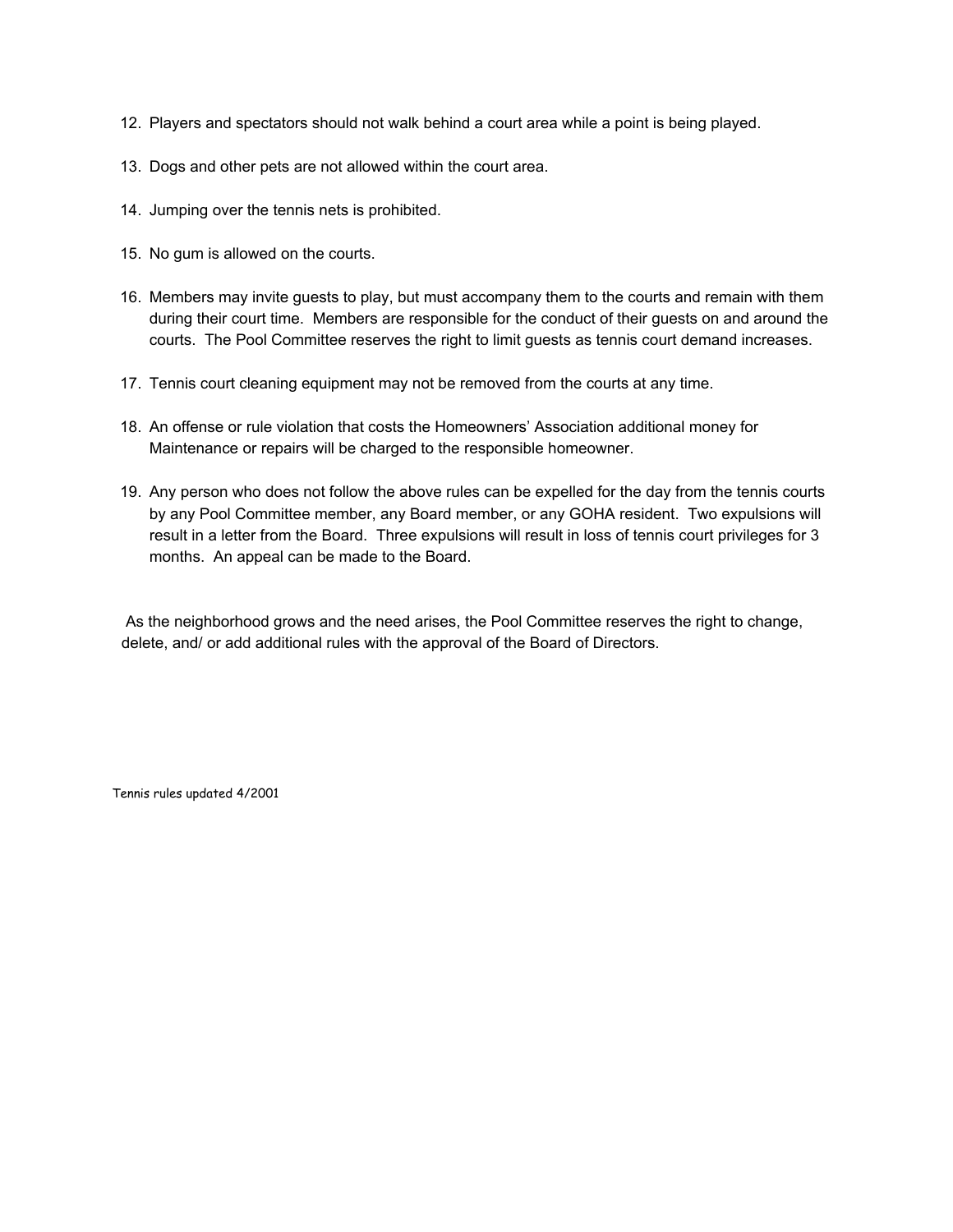12. Players and spectators should not walk behind a court area while a point is being played.

13. Dogs and other pets are not allowed within the court area.

14. Jumping over the tennis nets is prohibited.

15. No gum is allowed on the courts.

16. Members may invite guests to play, but must accompany them to the courts and remain with them during their court time. Members are responsible for the conduct of their guests on and around the courts. The Pool Committee reserves the right to limit guests as tennis court demand increases.

17. Tennis court cleaning equipment may not be removed from the courts at any time.

18. An offense or rule violation that costs the Homeowners' Association additional money for Maintenance or repairs will be charged to the responsible homeowner.

19. Any person who does not follow the above rules can be expelled for the day from the tennis courts by any Pool Committee member, any Board member, or any GOHA resident. Two expulsions will result in a letter from the Board. Three expulsions will result in loss of tennis court privileges for 3 months. An appeal can be made to the Board.

As the neighborhood grows and the need arises, the Pool Committee reserves the right to change, delete, and/ or add additional rules with the approval of the Board of Directors.

Tennis rules updated 4/2001